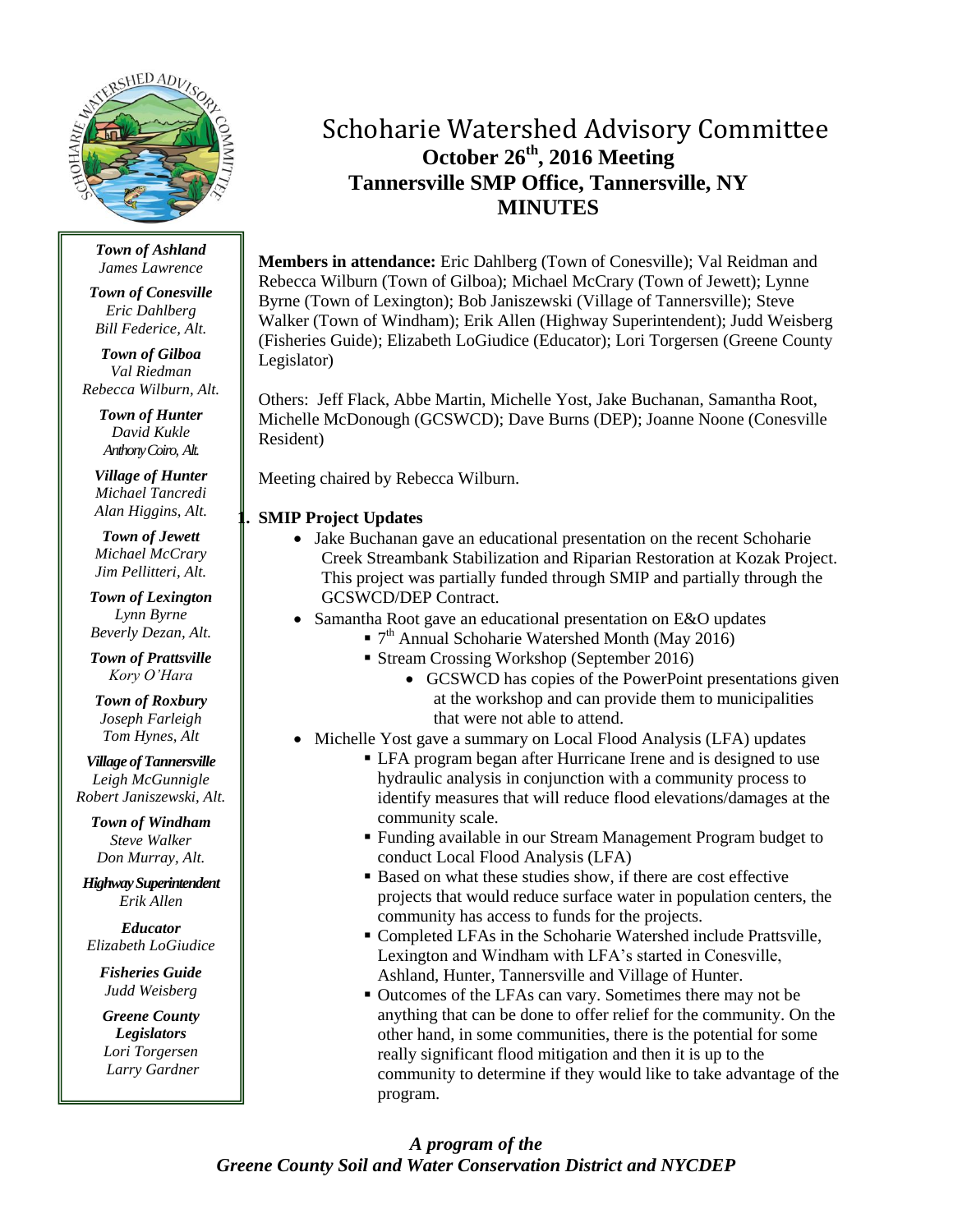# Schoharie Watershed Advisory Committee

**October 26th, 2016 Meeting**

**Tannersville SMP Office, Tannersville, NY**

**MINUTES**

***Town of Ashland***
*James Lawrence*

***Town of Conesville***
*Eric Dahlberg*
*Bill Federice, Alt.*

***Town of Gilboa***
*Val Riedman*
*Rebecca Wilburn, Alt.*

***Town of Hunter***
*David Kukle*
*Anthony Coiro, Alt.*

***Village of Hunter***
*Michael Tancredi*
*Alan Higgins, Alt.*

***Town of Jewett***
*Michael McCrary*
*Jim Pellitteri, Alt.*

***Town of Lexington***
*Lynn Byrne*
*Beverly Dezan, Alt.*

***Town of Prattsville***
*Kory O'Hara*

***Town of Roxbury***
*Joseph Farleigh*
*Tom Hynes, Alt*

***Village of Tannersville***
*Leigh McGunnigle*
*Robert Janiszewski, Alt.*

***Town of Windham***
*Steve Walker*
*Don Murray, Alt.*

***Highway Superintendent***
*Erik Allen*

***Educator***
*Elizabeth LoGiudice*

***Fisheries Guide***
*Judd Weisberg*

***Greene County Legislators***
*Lori Torgersen*
*Larry Gardner*

**Members in attendance:** Eric Dahlberg (Town of Conesville); Val Reidman and Rebecca Wilburn (Town of Gilboa); Michael McCrary (Town of Jewett); Lynne Byrne (Town of Lexington); Bob Janiszewski (Village of Tannersville); Steve Walker (Town of Windham); Erik Allen (Highway Superintendent); Judd Weisberg (Fisheries Guide); Elizabeth LoGiudice (Educator); Lori Torgersen (Greene County Legislator)

Others: Jeff Flack, Abbe Martin, Michelle Yost, Jake Buchanan, Samantha Root, Michelle McDonough (GCSWCD); Dave Burns (DEP); Joanne Noone (Conesville Resident)

Meeting chaired by Rebecca Wilburn.

1. **SMIP Project Updates**
   - Jake Buchanan gave an educational presentation on the recent Schoharie Creek Streambank Stabilization and Riparian Restoration at Kozak Project. This project was partially funded through SMIP and partially through the GCSWCD/DEP Contract.
   - Samantha Root gave an educational presentation on E&O updates
     - 7th Annual Schoharie Watershed Month (May 2016)
     - Stream Crossing Workshop (September 2016)
       - GCSWCD has copies of the PowerPoint presentations given at the workshop and can provide them to municipalities that were not able to attend.
   - Michelle Yost gave a summary on Local Flood Analysis (LFA) updates
     - LFA program began after Hurricane Irene and is designed to use hydraulic analysis in conjunction with a community process to identify measures that will reduce flood elevations/damages at the community scale.
     - Funding available in our Stream Management Program budget to conduct Local Flood Analysis (LFA)
     - Based on what these studies show, if there are cost effective projects that would reduce surface water in population centers, the community has access to funds for the projects.
     - Completed LFAs in the Schoharie Watershed include Prattsville, Lexington and Windham with LFA's started in Conesville, Ashland, Hunter, Tannersville and Village of Hunter.
     - Outcomes of the LFAs can vary. Sometimes there may not be anything that can be done to offer relief for the community. On the other hand, in some communities, there is the potential for some really significant flood mitigation and then it is up to the community to determine if they would like to take advantage of the program.

***A program of the Greene County Soil and Water Conservation District and NYCDEP***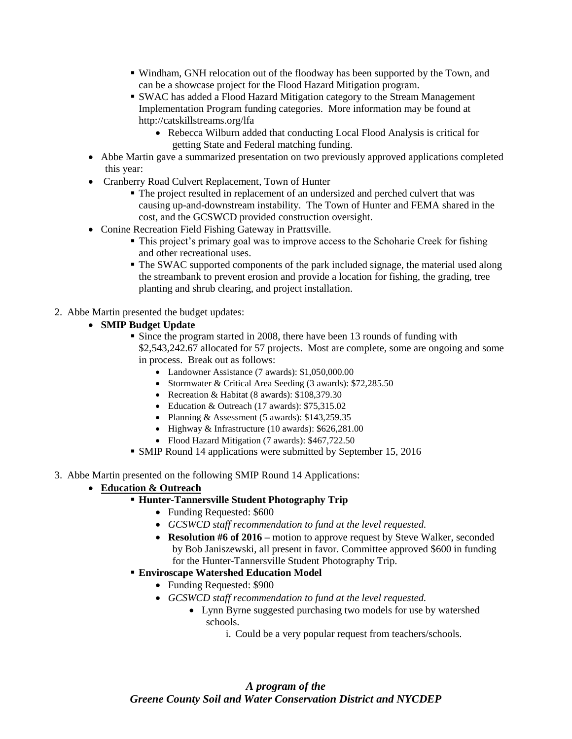- Windham, GNH relocation out of the floodway has been supported by the Town, and can be a showcase project for the Flood Hazard Mitigation program.
- SWAC has added a Flood Hazard Mitigation category to the Stream Management Implementation Program funding categories. More information may be found at http://catskillstreams.org/lfa
  - Rebecca Wilburn added that conducting Local Flood Analysis is critical for getting State and Federal matching funding.

- Abbe Martin gave a summarized presentation on two previously approved applications completed this year:
- Cranberry Road Culvert Replacement, Town of Hunter
  - The project resulted in replacement of an undersized and perched culvert that was causing up-and-downstream instability. The Town of Hunter and FEMA shared in the cost, and the GCSWCD provided construction oversight.
- Conine Recreation Field Fishing Gateway in Prattsville.
  - This project's primary goal was to improve access to the Schoharie Creek for fishing and other recreational uses.
  - The SWAC supported components of the park included signage, the material used along the streambank to prevent erosion and provide a location for fishing, the grading, tree planting and shrub clearing, and project installation.

2. Abbe Martin presented the budget updates:
   - **SMIP Budget Update**
     - Since the program started in 2008, there have been 13 rounds of funding with $2,543,242.67 allocated for 57 projects. Most are complete, some are ongoing and some in process. Break out as follows:
       - Landowner Assistance (7 awards): $1,050,000.00
       - Stormwater & Critical Area Seeding (3 awards): $72,285.50
       - Recreation & Habitat (8 awards): $108,379.30
       - Education & Outreach (17 awards): $75,315.02
       - Planning & Assessment (5 awards): $143,259.35
       - Highway & Infrastructure (10 awards): $626,281.00
       - Flood Hazard Mitigation (7 awards): $467,722.50
     - SMIP Round 14 applications were submitted by September 15, 2016

3. Abbe Martin presented on the following SMIP Round 14 Applications:
   - **Education & Outreach**
     - **Hunter-Tannersville Student Photography Trip**
       - Funding Requested: $600
       - *GCSWCD staff recommendation to fund at the level requested.*
       - **Resolution #6 of 2016** – motion to approve request by Steve Walker, seconded by Bob Janiszewski, all present in favor. Committee approved $600 in funding for the Hunter-Tannersville Student Photography Trip.
     - **Enviroscape Watershed Education Model**
       - Funding Requested: $900
       - *GCSWCD staff recommendation to fund at the level requested.*
         - Lynn Byrne suggested purchasing two models for use by watershed schools.
           1. Could be a very popular request from teachers/schools.

***A program of the***
***Greene County Soil and Water Conservation District and NYCDEP***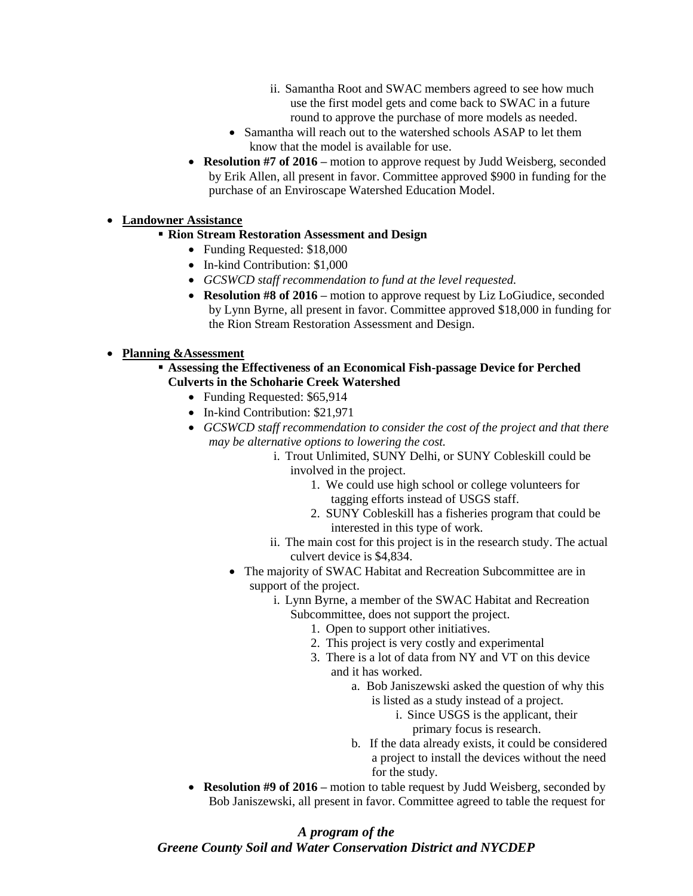ii. Samantha Root and SWAC members agreed to see how much use the first model gets and come back to SWAC in a future round to approve the purchase of more models as needed.

    - Samantha will reach out to the watershed schools ASAP to let them know that the model is available for use.

  - **Resolution #7 of 2016 –** motion to approve request by Judd Weisberg, seconded by Erik Allen, all present in favor. Committee approved $900 in funding for the purchase of an Enviroscape Watershed Education Model.

- **Landowner Assistance**
  - **Rion Stream Restoration Assessment and Design**
    - Funding Requested: $18,000
    - In-kind Contribution: $1,000
    - *GCSWCD staff recommendation to fund at the level requested.*
    - **Resolution #8 of 2016 –** motion to approve request by Liz LoGiudice, seconded by Lynn Byrne, all present in favor. Committee approved $18,000 in funding for the Rion Stream Restoration Assessment and Design.

- **Planning &Assessment**
  - **Assessing the Effectiveness of an Economical Fish-passage Device for Perched Culverts in the Schoharie Creek Watershed**
    - Funding Requested: $65,914
    - In-kind Contribution: $21,971
    - *GCSWCD staff recommendation to consider the cost of the project and that there may be alternative options to lowering the cost.*
      - i. Trout Unlimited, SUNY Delhi, or SUNY Cobleskill could be involved in the project.
        1. We could use high school or college volunteers for tagging efforts instead of USGS staff.
        2. SUNY Cobleskill has a fisheries program that could be interested in this type of work.
      - ii. The main cost for this project is in the research study. The actual culvert device is $4,834.
    - The majority of SWAC Habitat and Recreation Subcommittee are in support of the project.
      - i. Lynn Byrne, a member of the SWAC Habitat and Recreation Subcommittee, does not support the project.
        1. Open to support other initiatives.
        2. This project is very costly and experimental
        3. There is a lot of data from NY and VT on this device and it has worked.
           - a. Bob Janiszewski asked the question of why this is listed as a study instead of a project.
             - i. Since USGS is the applicant, their primary focus is research.
           - b. If the data already exists, it could be considered a project to install the devices without the need for the study.
  - **Resolution #9 of 2016 –** motion to table request by Judd Weisberg, seconded by Bob Janiszewski, all present in favor. Committee agreed to table the request for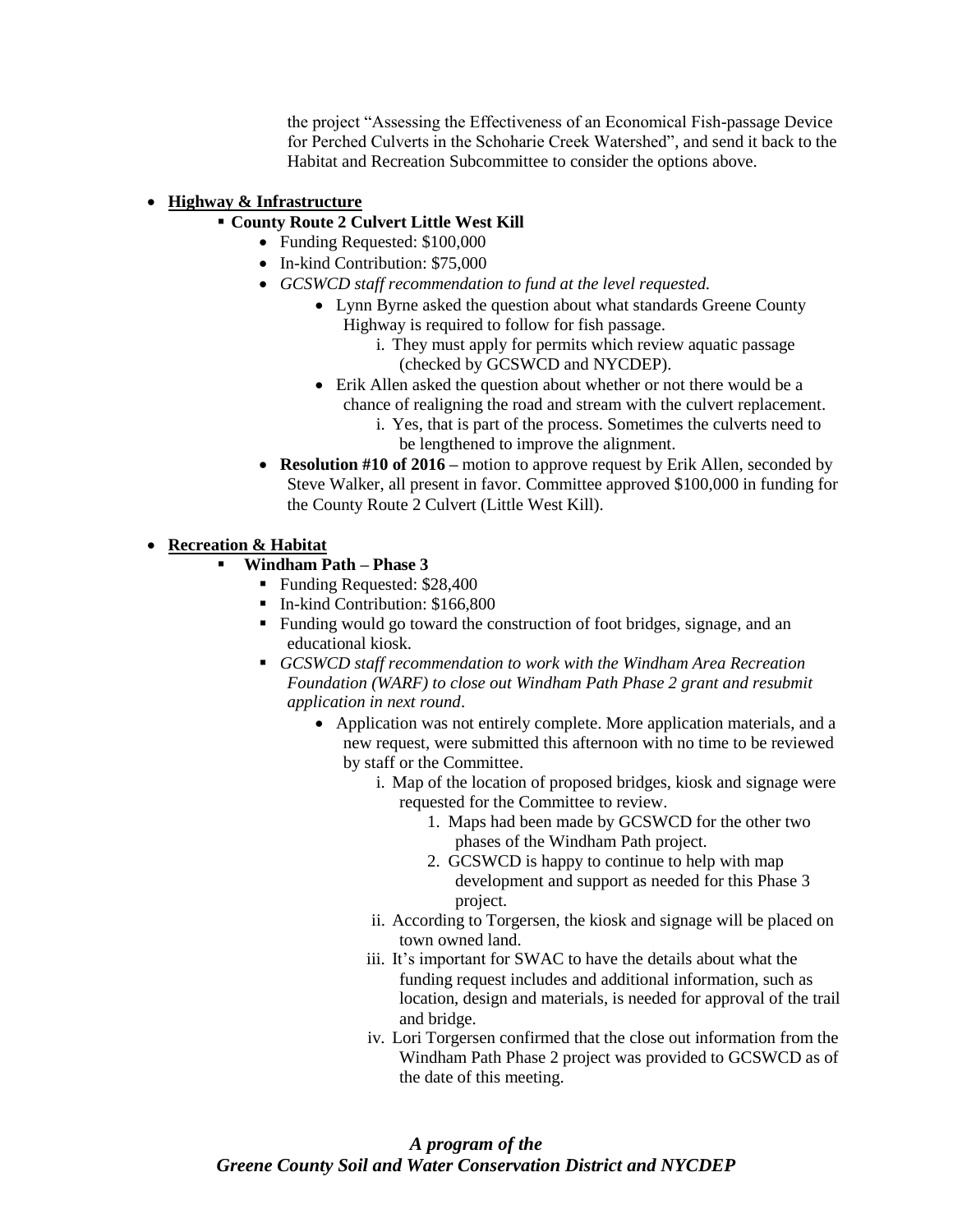the project "Assessing the Effectiveness of an Economical Fish-passage Device for Perched Culverts in the Schoharie Creek Watershed", and send it back to the Habitat and Recreation Subcommittee to consider the options above.

- **Highway & Infrastructure**
  - **County Route 2 Culvert Little West Kill**
    - Funding Requested: $100,000
    - In-kind Contribution: $75,000
    - *GCSWCD staff recommendation to fund at the level requested.*
      - Lynn Byrne asked the question about what standards Greene County Highway is required to follow for fish passage.
        1. They must apply for permits which review aquatic passage (checked by GCSWCD and NYCDEP).
      - Erik Allen asked the question about whether or not there would be a chance of realigning the road and stream with the culvert replacement.
        1. Yes, that is part of the process. Sometimes the culverts need to be lengthened to improve the alignment.
    - **Resolution #10 of 2016 –** motion to approve request by Erik Allen, seconded by Steve Walker, all present in favor. Committee approved $100,000 in funding for the County Route 2 Culvert (Little West Kill).

- **Recreation & Habitat**
  - **Windham Path – Phase 3**
    - Funding Requested: $28,400
    - In-kind Contribution: $166,800
    - Funding would go toward the construction of foot bridges, signage, and an educational kiosk.
    - *GCSWCD staff recommendation to work with the Windham Area Recreation Foundation (WARF) to close out Windham Path Phase 2 grant and resubmit application in next round*.
      - Application was not entirely complete. More application materials, and a new request, were submitted this afternoon with no time to be reviewed by staff or the Committee.
        1. Map of the location of proposed bridges, kiosk and signage were requested for the Committee to review.
           1. Maps had been made by GCSWCD for the other two phases of the Windham Path project.
           2. GCSWCD is happy to continue to help with map development and support as needed for this Phase 3 project.
        2. According to Torgersen, the kiosk and signage will be placed on town owned land.
        3. It's important for SWAC to have the details about what the funding request includes and additional information, such as location, design and materials, is needed for approval of the trail and bridge.
        4. Lori Torgersen confirmed that the close out information from the Windham Path Phase 2 project was provided to GCSWCD as of the date of this meeting.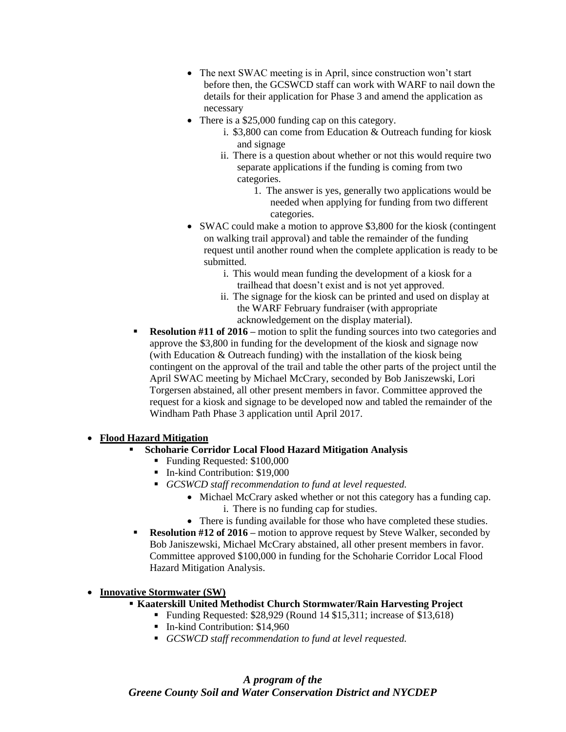- The next SWAC meeting is in April, since construction won't start before then, the GCSWCD staff can work with WARF to nail down the details for their application for Phase 3 and amend the application as necessary
- There is a $25,000 funding cap on this category.
  i. $3,800 can come from Education & Outreach funding for kiosk and signage
  ii. There is a question about whether or not this would require two separate applications if the funding is coming from two categories.
     1. The answer is yes, generally two applications would be needed when applying for funding from two different categories.
- SWAC could make a motion to approve $3,800 for the kiosk (contingent on walking trail approval) and table the remainder of the funding request until another round when the complete application is ready to be submitted.
  i. This would mean funding the development of a kiosk for a trailhead that doesn't exist and is not yet approved.
  ii. The signage for the kiosk can be printed and used on display at the WARF February fundraiser (with appropriate acknowledgement on the display material).

▪ **Resolution #11 of 2016 –** motion to split the funding sources into two categories and approve the $3,800 in funding for the development of the kiosk and signage now (with Education & Outreach funding) with the installation of the kiosk being contingent on the approval of the trail and table the other parts of the project until the April SWAC meeting by Michael McCrary, seconded by Bob Janiszewski, Lori Torgersen abstained, all other present members in favor. Committee approved the request for a kiosk and signage to be developed now and tabled the remainder of the Windham Path Phase 3 application until April 2017.

- **Flood Hazard Mitigation**
  - **Schoharie Corridor Local Flood Hazard Mitigation Analysis**
    - Funding Requested: $100,000
    - In-kind Contribution: $19,000
    - *GCSWCD staff recommendation to fund at level requested.*
      - Michael McCrary asked whether or not this category has a funding cap.
        i. There is no funding cap for studies.
      - There is funding available for those who have completed these studies.
  - **Resolution #12 of 2016 –** motion to approve request by Steve Walker, seconded by Bob Janiszewski, Michael McCrary abstained, all other present members in favor. Committee approved $100,000 in funding for the Schoharie Corridor Local Flood Hazard Mitigation Analysis.

- **Innovative Stormwater (SW)**
  - **Kaaterskill United Methodist Church Stormwater/Rain Harvesting Project**
    - Funding Requested: $28,929 (Round 14 $15,311; increase of $13,618)
    - In-kind Contribution: $14,960
    - *GCSWCD staff recommendation to fund at level requested.*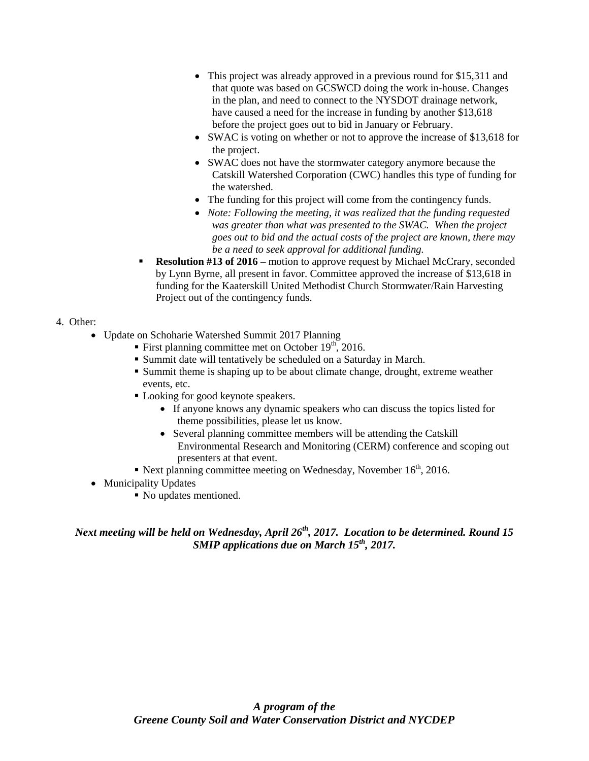- This project was already approved in a previous round for $15,311 and that quote was based on GCSWCD doing the work in-house. Changes in the plan, and need to connect to the NYSDOT drainage network, have caused a need for the increase in funding by another $13,618 before the project goes out to bid in January or February.
- SWAC is voting on whether or not to approve the increase of $13,618 for the project.
- SWAC does not have the stormwater category anymore because the Catskill Watershed Corporation (CWC) handles this type of funding for the watershed.
- The funding for this project will come from the contingency funds.
- *Note: Following the meeting, it was realized that the funding requested was greater than what was presented to the SWAC. When the project goes out to bid and the actual costs of the project are known, there may be a need to seek approval for additional funding.*

- **Resolution #13 of 2016 –** motion to approve request by Michael McCrary, seconded by Lynn Byrne, all present in favor. Committee approved the increase of $13,618 in funding for the Kaaterskill United Methodist Church Stormwater/Rain Harvesting Project out of the contingency funds.

4. Other:
   - Update on Schoharie Watershed Summit 2017 Planning
     - First planning committee met on October 19th, 2016.
     - Summit date will tentatively be scheduled on a Saturday in March.
     - Summit theme is shaping up to be about climate change, drought, extreme weather events, etc.
     - Looking for good keynote speakers.
       - If anyone knows any dynamic speakers who can discuss the topics listed for theme possibilities, please let us know.
       - Several planning committee members will be attending the Catskill Environmental Research and Monitoring (CERM) conference and scoping out presenters at that event.
     - Next planning committee meeting on Wednesday, November 16th, 2016.
   - Municipality Updates
     - No updates mentioned.

***Next meeting will be held on Wednesday, April 26th, 2017. Location to be determined. Round 15 SMIP applications due on March 15th, 2017.***

***A program of the Greene County Soil and Water Conservation District and NYCDEP***